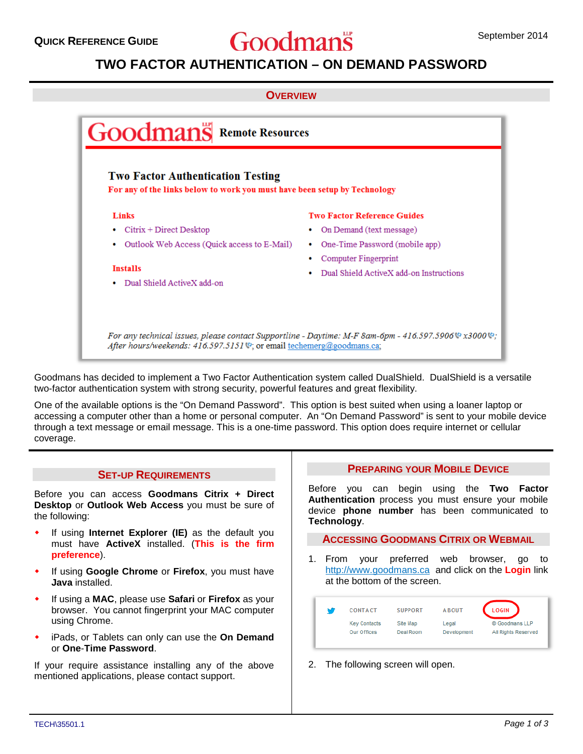Quick Reference Guide

# Goodmans

September 2014

# TWO FACTOR AUTHENTICATION – ON DEMAND PASSWORD

## Overview

Goodmans Remote Resources

**Two Factor Authentication Testing**

For any of the links below to work you must have been setup by Technology

**Links**

- Citrix + Direct Desktop
- Outlook Web Access (Quick access to E-Mail)

**Installs**

- Dual Shield ActiveX add-on

**Two Factor Reference Guides**

- On Demand (text message)
- One-Time Password (mobile app)
- Computer Fingerprint
- Dual Shield ActiveX add-on Instructions

*For any technical issues, please contact Supportline - Daytime: M-F 8am-6pm - 416.597.5906 x3000; After hours/weekends: 416.597.5151*; or email techemerg@goodmans.ca;

Goodmans has decided to implement a Two Factor Authentication system called DualShield. DualShield is a versatile two-factor authentication system with strong security, powerful features and great flexibility.

One of the available options is the “On Demand Password”. This option is best suited when using a loaner laptop or accessing a computer other than a home or personal computer. An “On Demand Password” is sent to your mobile device through a text message or email message. This is a one-time password. This option does require internet or cellular coverage.

## Set-up Requirements

Before you can access **Goodmans Citrix + Direct Desktop** or **Outlook Web Access** you must be sure of the following:

- If using **Internet Explorer (IE)** as the default you must have **ActiveX** installed. (**This is the firm preference**).
- If using **Google Chrome** or **Firefox**, you must have **Java** installed.
- If using a **MAC**, please use **Safari** or **Firefox** as your browser. You cannot fingerprint your MAC computer using Chrome.
- iPads, or Tablets can only can use the **On Demand** or **One-Time Password**.

If your require assistance installing any of the above mentioned applications, please contact support.

## Preparing your Mobile Device

Before you can begin using the **Two Factor Authentication** process you must ensure your mobile device **phone number** has been communicated to **Technology**.

## Accessing Goodmans Citrix or Webmail

1. From your preferred web browser, go to http://www.goodmans.ca and click on the **Login** link at the bottom of the screen.

| CONTACT | SUPPORT | ABOUT | LOGIN |
|---|---|---|---|
| Key Contacts | Site Map | Legal | © Goodmans LLP |
| Our Offices | Deal Room | Development | All Rights Reserved |

2. The following screen will open.

TECH\35501.1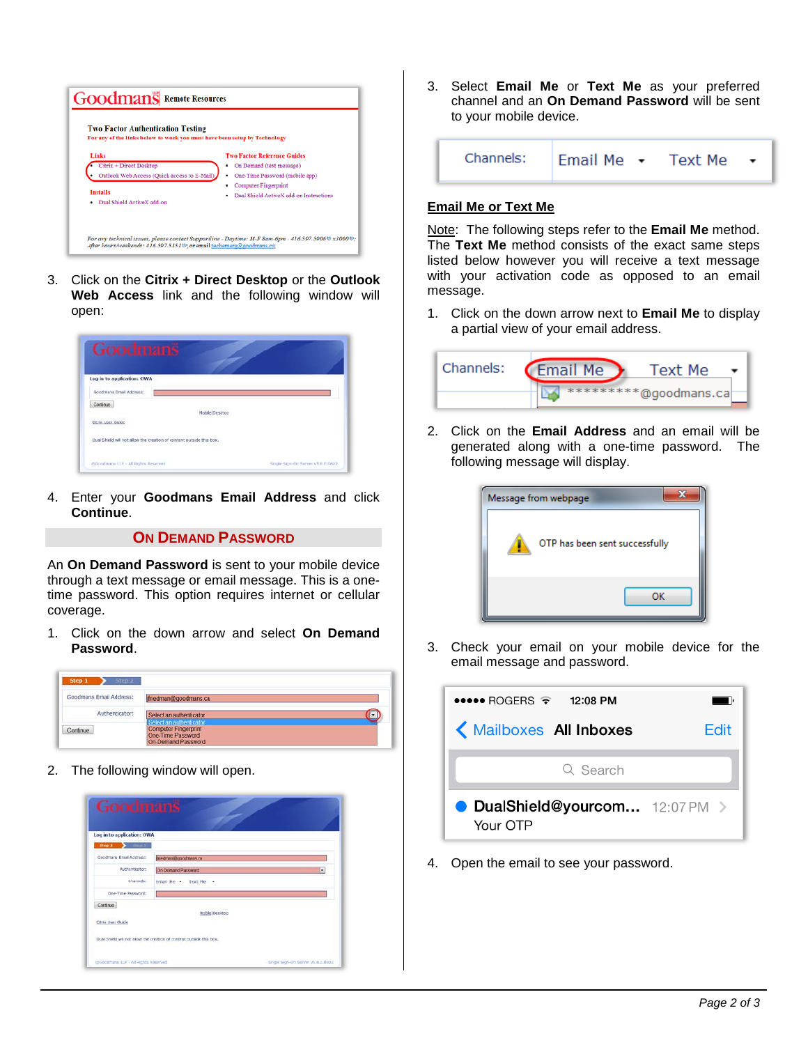3. Click on the **Citrix + Direct Desktop** or the **Outlook Web Access** link and the following window will open:

4. Enter your **Goodmans Email Address** and click **Continue**.

## ON DEMAND PASSWORD

An **On Demand Password** is sent to your mobile device through a text message or email message. This is a one-time password. This option requires internet or cellular coverage.

1. Click on the down arrow and select **On Demand Password**.

2. The following window will open.

3. Select **Email Me** or **Text Me** as your preferred channel and an **On Demand Password** will be sent to your mobile device.

## Email Me or Text Me

Note: The following steps refer to the **Email Me** method. The **Text Me** method consists of the exact same steps listed below however you will receive a text message with your activation code as opposed to an email message.

1. Click on the down arrow next to **Email Me** to display a partial view of your email address.

2. Click on the **Email Address** and an email will be generated along with a one-time password. The following message will display.

3. Check your email on your mobile device for the email message and password.

4. Open the email to see your password.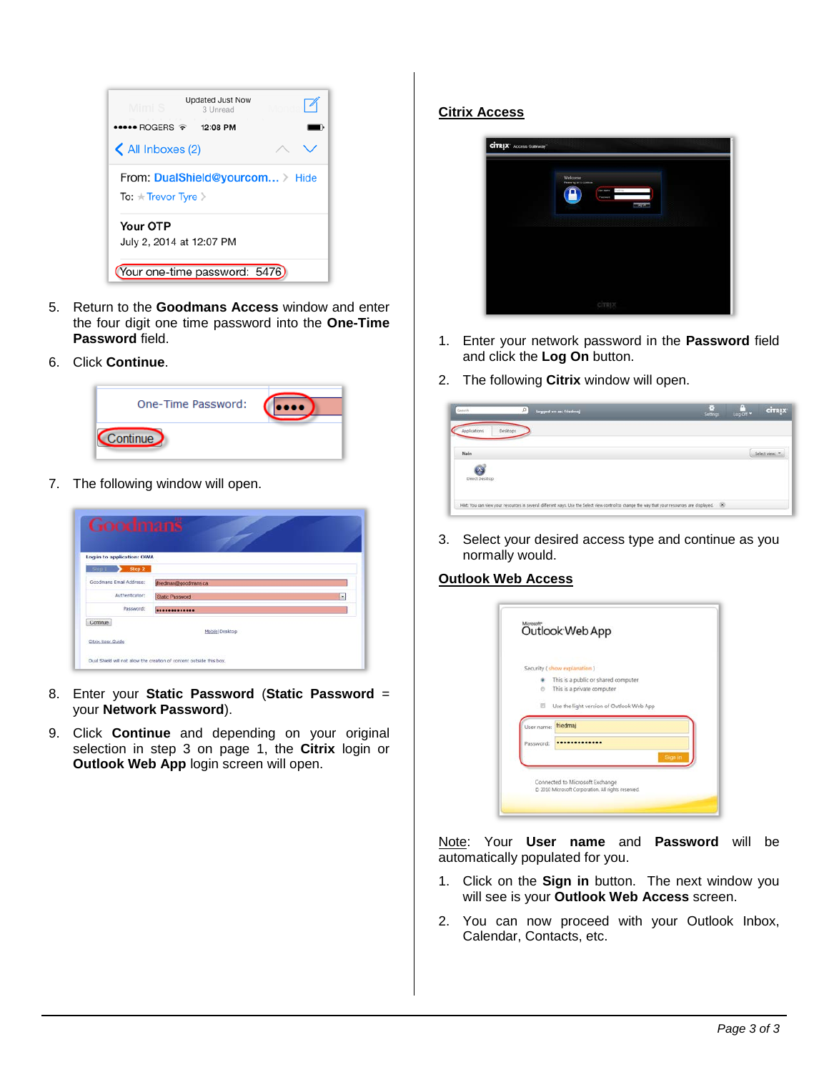5. Return to the **Goodmans Access** window and enter the four digit one time password into the **One-Time Password** field.

6. Click **Continue**.

7. The following window will open.

8. Enter your **Static Password** (**Static Password** = your **Network Password**).

9. Click **Continue** and depending on your original selection in step 3 on page 1, the **Citrix** login or **Outlook Web App** login screen will open.

## Citrix Access

1. Enter your network password in the **Password** field and click the **Log On** button.

2. The following **Citrix** window will open.

3. Select your desired access type and continue as you normally would.

## Outlook Web Access

Note: Your **User name** and **Password** will be automatically populated for you.

1. Click on the **Sign in** button. The next window you will see is your **Outlook Web Access** screen.

2. You can now proceed with your Outlook Inbox, Calendar, Contacts, etc.